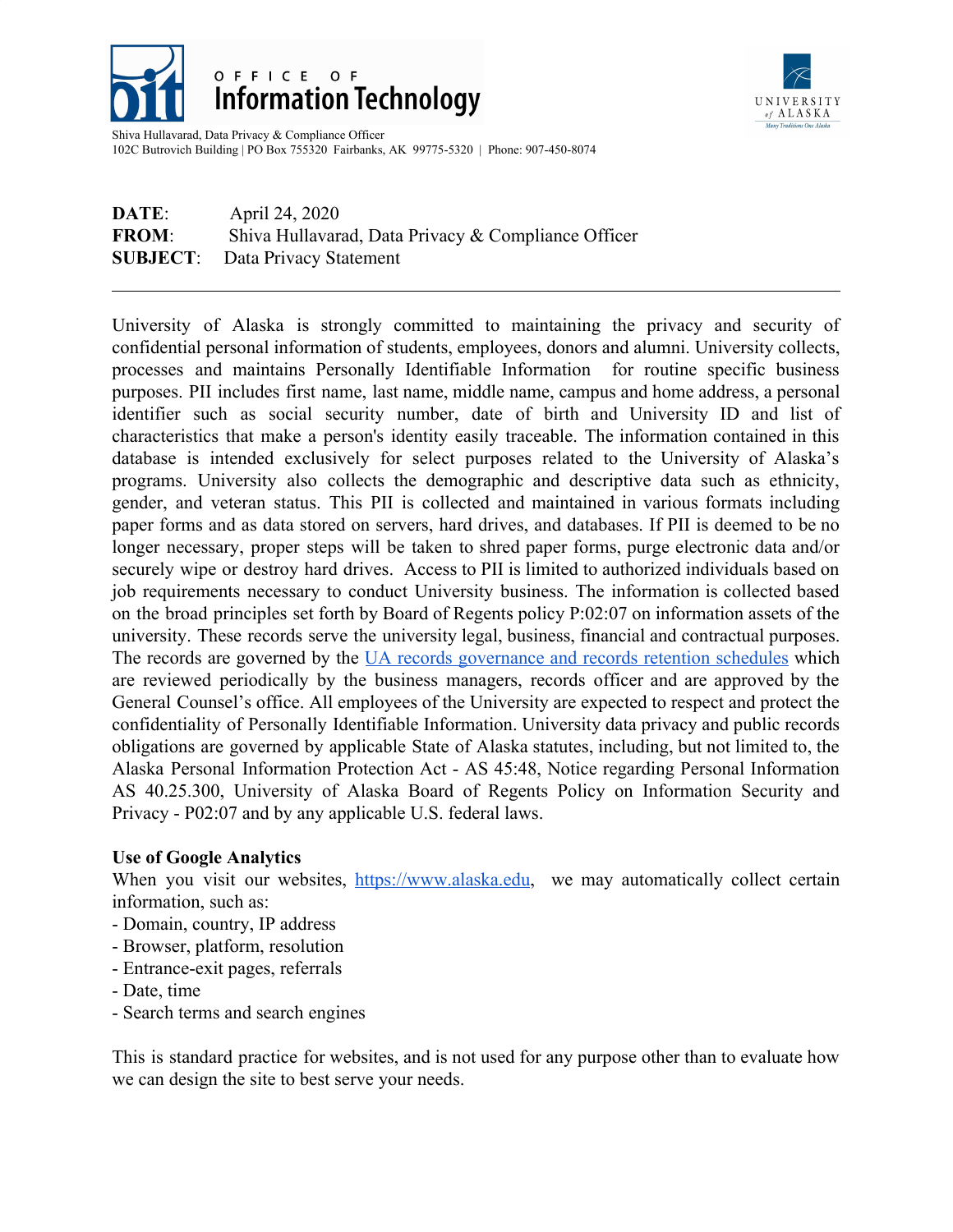OFFICE OF **Information Technology**

UNIVERSITY of ALASKA
Many Traditions One Alaska

Shiva Hullavarad, Data Privacy & Compliance Officer
102C Butrovich Building | PO Box 755320 Fairbanks, AK 99775-5320 | Phone: 907-450-8074

**DATE**: April 24, 2020
**FROM**: Shiva Hullavarad, Data Privacy & Compliance Officer
**SUBJECT**: Data Privacy Statement

---

University of Alaska is strongly committed to maintaining the privacy and security of confidential personal information of students, employees, donors and alumni. University collects, processes and maintains Personally Identifiable Information for routine specific business purposes. PII includes first name, last name, middle name, campus and home address, a personal identifier such as social security number, date of birth and University ID and list of characteristics that make a person's identity easily traceable. The information contained in this database is intended exclusively for select purposes related to the University of Alaska's programs. University also collects the demographic and descriptive data such as ethnicity, gender, and veteran status. This PII is collected and maintained in various formats including paper forms and as data stored on servers, hard drives, and databases. If PII is deemed to be no longer necessary, proper steps will be taken to shred paper forms, purge electronic data and/or securely wipe or destroy hard drives. Access to PII is limited to authorized individuals based on job requirements necessary to conduct University business. The information is collected based on the broad principles set forth by Board of Regents policy P:02:07 on information assets of the university. These records serve the university legal, business, financial and contractual purposes. The records are governed by the UA records governance and records retention schedules which are reviewed periodically by the business managers, records officer and are approved by the General Counsel's office. All employees of the University are expected to respect and protect the confidentiality of Personally Identifiable Information. University data privacy and public records obligations are governed by applicable State of Alaska statutes, including, but not limited to, the Alaska Personal Information Protection Act - AS 45:48, Notice regarding Personal Information AS 40.25.300, University of Alaska Board of Regents Policy on Information Security and Privacy - P02:07 and by any applicable U.S. federal laws.

**Use of Google Analytics**

When you visit our websites, https://www.alaska.edu, we may automatically collect certain information, such as:

- Domain, country, IP address
- Browser, platform, resolution
- Entrance-exit pages, referrals
- Date, time
- Search terms and search engines

This is standard practice for websites, and is not used for any purpose other than to evaluate how we can design the site to best serve your needs.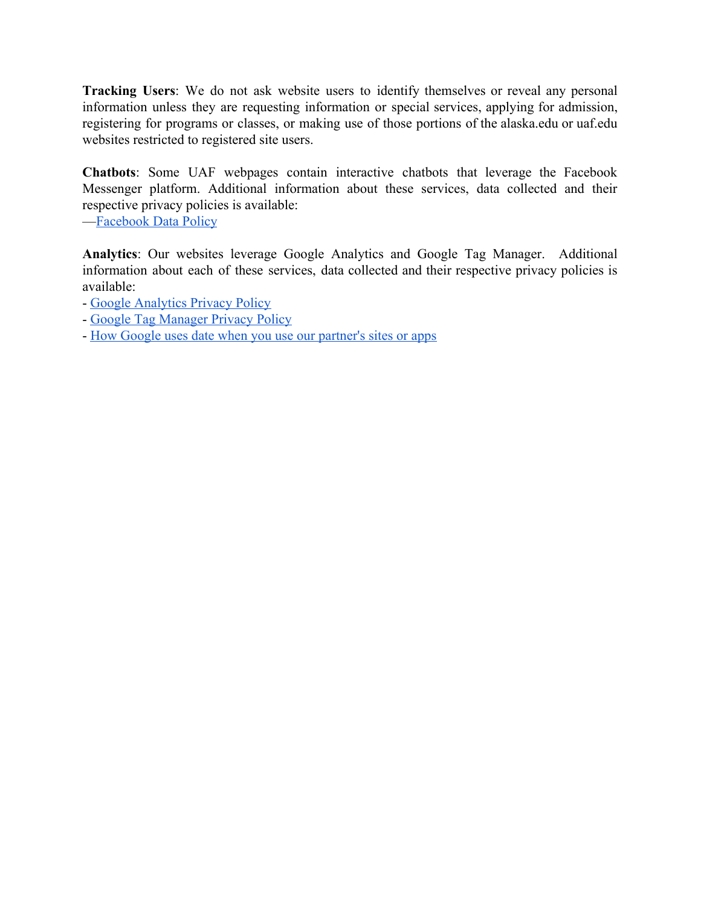**Tracking Users**: We do not ask website users to identify themselves or reveal any personal information unless they are requesting information or special services, applying for admission, registering for programs or classes, or making use of those portions of the alaska.edu or uaf.edu websites restricted to registered site users.

**Chatbots**: Some UAF webpages contain interactive chatbots that leverage the Facebook Messenger platform. Additional information about these services, data collected and their respective privacy policies is available:
—Facebook Data Policy

**Analytics**: Our websites leverage Google Analytics and Google Tag Manager. Additional information about each of these services, data collected and their respective privacy policies is available:

- Google Analytics Privacy Policy
- Google Tag Manager Privacy Policy
- How Google uses date when you use our partner's sites or apps